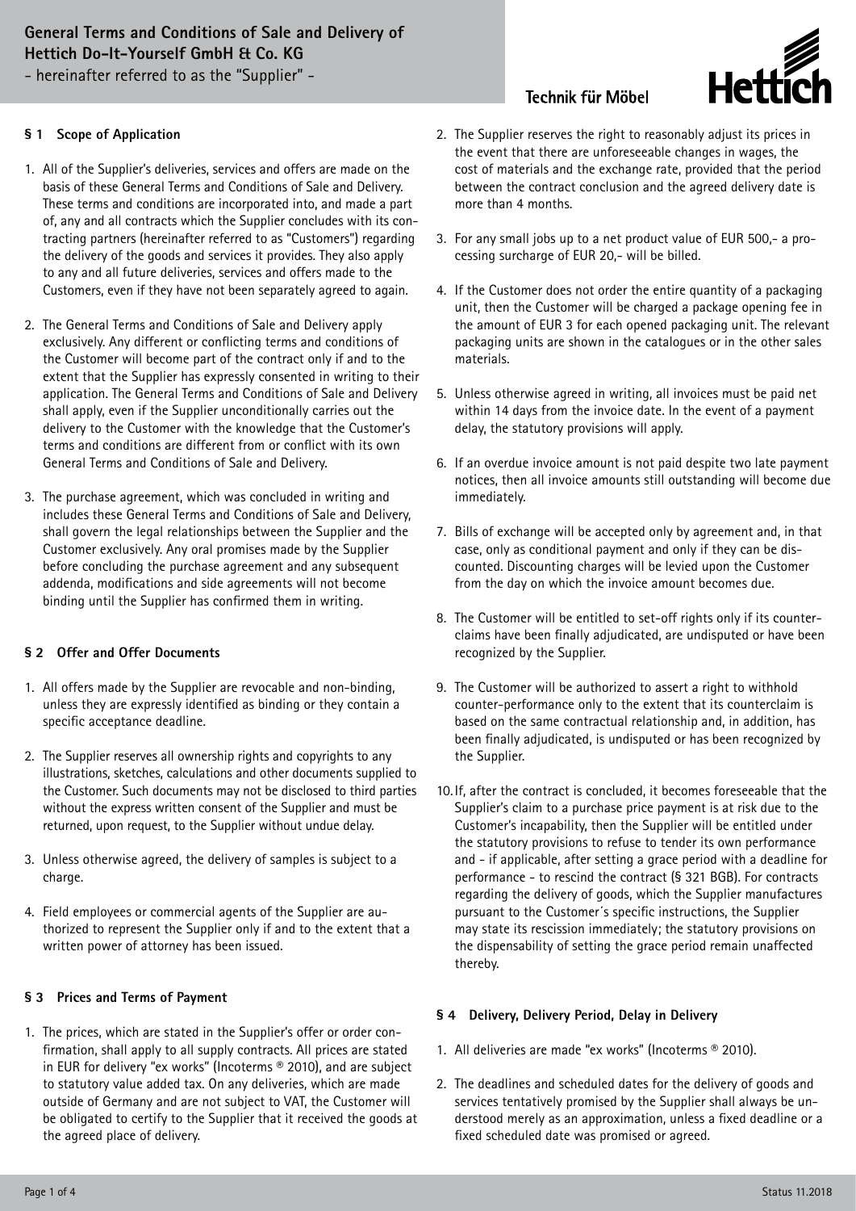# General Terms and Conditions of Sale and Delivery of Hettich Do-It-Yourself GmbH & Co. KG

- hereinafter referred to as the "Supplier" -

## § 1 Scope of Application

1. All of the Supplier's deliveries, services and offers are made on the basis of these General Terms and Conditions of Sale and Delivery. These terms and conditions are incorporated into, and made a part of, any and all contracts which the Supplier concludes with its contracting partners (hereinafter referred to as "Customers") regarding the delivery of the goods and services it provides. They also apply to any and all future deliveries, services and offers made to the Customers, even if they have not been separately agreed to again.

2. The General Terms and Conditions of Sale and Delivery apply exclusively. Any different or conflicting terms and conditions of the Customer will become part of the contract only if and to the extent that the Supplier has expressly consented in writing to their application. The General Terms and Conditions of Sale and Delivery shall apply, even if the Supplier unconditionally carries out the delivery to the Customer with the knowledge that the Customer's terms and conditions are different from or conflict with its own General Terms and Conditions of Sale and Delivery.

3. The purchase agreement, which was concluded in writing and includes these General Terms and Conditions of Sale and Delivery, shall govern the legal relationships between the Supplier and the Customer exclusively. Any oral promises made by the Supplier before concluding the purchase agreement and any subsequent addenda, modifications and side agreements will not become binding until the Supplier has confirmed them in writing.

## § 2 Offer and Offer Documents

1. All offers made by the Supplier are revocable and non-binding, unless they are expressly identified as binding or they contain a specific acceptance deadline.

2. The Supplier reserves all ownership rights and copyrights to any illustrations, sketches, calculations and other documents supplied to the Customer. Such documents may not be disclosed to third parties without the express written consent of the Supplier and must be returned, upon request, to the Supplier without undue delay.

3. Unless otherwise agreed, the delivery of samples is subject to a charge.

4. Field employees or commercial agents of the Supplier are authorized to represent the Supplier only if and to the extent that a written power of attorney has been issued.

## § 3 Prices and Terms of Payment

1. The prices, which are stated in the Supplier's offer or order confirmation, shall apply to all supply contracts. All prices are stated in EUR for delivery "ex works" (Incoterms ® 2010), and are subject to statutory value added tax. On any deliveries, which are made outside of Germany and are not subject to VAT, the Customer will be obligated to certify to the Supplier that it received the goods at the agreed place of delivery.

2. The Supplier reserves the right to reasonably adjust its prices in the event that there are unforeseeable changes in wages, the cost of materials and the exchange rate, provided that the period between the contract conclusion and the agreed delivery date is more than 4 months.

3. For any small jobs up to a net product value of EUR 500,- a processing surcharge of EUR 20,- will be billed.

4. If the Customer does not order the entire quantity of a packaging unit, then the Customer will be charged a package opening fee in the amount of EUR 3 for each opened packaging unit. The relevant packaging units are shown in the catalogues or in the other sales materials.

5. Unless otherwise agreed in writing, all invoices must be paid net within 14 days from the invoice date. In the event of a payment delay, the statutory provisions will apply.

6. If an overdue invoice amount is not paid despite two late payment notices, then all invoice amounts still outstanding will become due immediately.

7. Bills of exchange will be accepted only by agreement and, in that case, only as conditional payment and only if they can be discounted. Discounting charges will be levied upon the Customer from the day on which the invoice amount becomes due.

8. The Customer will be entitled to set-off rights only if its counterclaims have been finally adjudicated, are undisputed or have been recognized by the Supplier.

9. The Customer will be authorized to assert a right to withhold counter-performance only to the extent that its counterclaim is based on the same contractual relationship and, in addition, has been finally adjudicated, is undisputed or has been recognized by the Supplier.

10. If, after the contract is concluded, it becomes foreseeable that the Supplier's claim to a purchase price payment is at risk due to the Customer's incapability, then the Supplier will be entitled under the statutory provisions to refuse to tender its own performance and - if applicable, after setting a grace period with a deadline for performance - to rescind the contract (§ 321 BGB). For contracts regarding the delivery of goods, which the Supplier manufactures pursuant to the Customer´s specific instructions, the Supplier may state its rescission immediately; the statutory provisions on the dispensability of setting the grace period remain unaffected thereby.

## § 4 Delivery, Delivery Period, Delay in Delivery

1. All deliveries are made "ex works" (Incoterms ® 2010).

2. The deadlines and scheduled dates for the delivery of goods and services tentatively promised by the Supplier shall always be understood merely as an approximation, unless a fixed deadline or a fixed scheduled date was promised or agreed.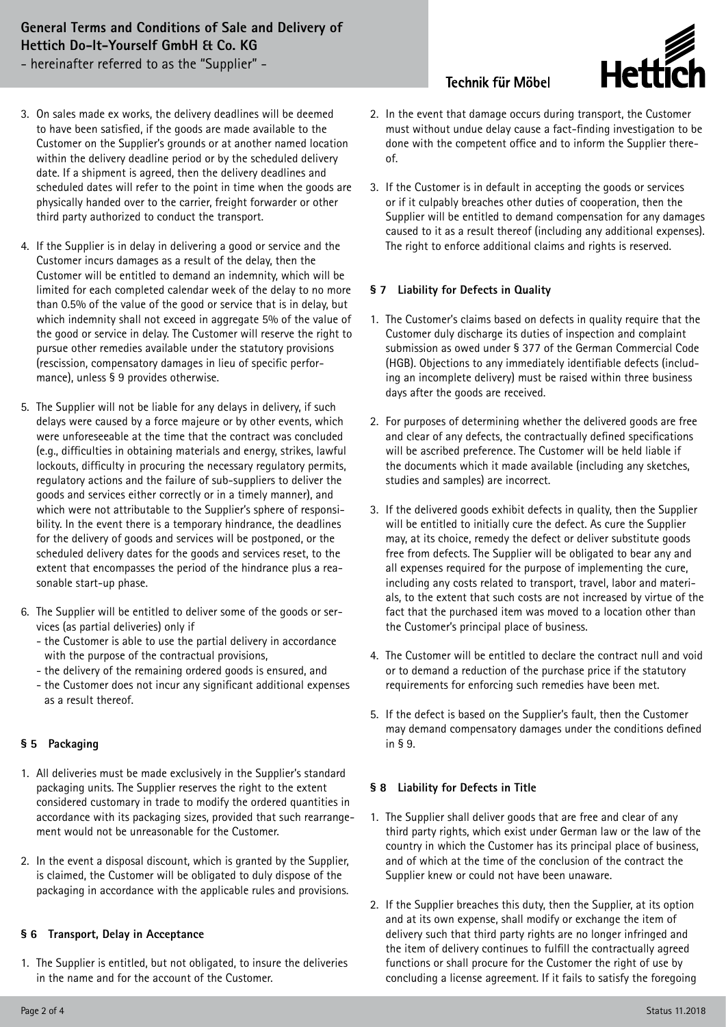3. On sales made ex works, the delivery deadlines will be deemed to have been satisfied, if the goods are made available to the Customer on the Supplier's grounds or at another named location within the delivery deadline period or by the scheduled delivery date. If a shipment is agreed, then the delivery deadlines and scheduled dates will refer to the point in time when the goods are physically handed over to the carrier, freight forwarder or other third party authorized to conduct the transport.

4. If the Supplier is in delay in delivering a good or service and the Customer incurs damages as a result of the delay, then the Customer will be entitled to demand an indemnity, which will be limited for each completed calendar week of the delay to no more than 0.5% of the value of the good or service that is in delay, but which indemnity shall not exceed in aggregate 5% of the value of the good or service in delay. The Customer will reserve the right to pursue other remedies available under the statutory provisions (rescission, compensatory damages in lieu of specific performance), unless § 9 provides otherwise.

5. The Supplier will not be liable for any delays in delivery, if such delays were caused by a force majeure or by other events, which were unforeseeable at the time that the contract was concluded (e.g., difficulties in obtaining materials and energy, strikes, lawful lockouts, difficulty in procuring the necessary regulatory permits, regulatory actions and the failure of sub-suppliers to deliver the goods and services either correctly or in a timely manner), and which were not attributable to the Supplier's sphere of responsibility. In the event there is a temporary hindrance, the deadlines for the delivery of goods and services will be postponed, or the scheduled delivery dates for the goods and services reset, to the extent that encompasses the period of the hindrance plus a reasonable start-up phase.

6. The Supplier will be entitled to deliver some of the goods or services (as partial deliveries) only if
   - the Customer is able to use the partial delivery in accordance with the purpose of the contractual provisions,
   - the delivery of the remaining ordered goods is ensured, and
   - the Customer does not incur any significant additional expenses as a result thereof.

## § 5 Packaging

1. All deliveries must be made exclusively in the Supplier's standard packaging units. The Supplier reserves the right to the extent considered customary in trade to modify the ordered quantities in accordance with its packaging sizes, provided that such rearrangement would not be unreasonable for the Customer.

2. In the event a disposal discount, which is granted by the Supplier, is claimed, the Customer will be obligated to duly dispose of the packaging in accordance with the applicable rules and provisions.

## § 6 Transport, Delay in Acceptance

1. The Supplier is entitled, but not obligated, to insure the deliveries in the name and for the account of the Customer.

2. In the event that damage occurs during transport, the Customer must without undue delay cause a fact-finding investigation to be done with the competent office and to inform the Supplier thereof.

3. If the Customer is in default in accepting the goods or services or if it culpably breaches other duties of cooperation, then the Supplier will be entitled to demand compensation for any damages caused to it as a result thereof (including any additional expenses). The right to enforce additional claims and rights is reserved.

## § 7 Liability for Defects in Quality

1. The Customer's claims based on defects in quality require that the Customer duly discharge its duties of inspection and complaint submission as owed under § 377 of the German Commercial Code (HGB). Objections to any immediately identifiable defects (including an incomplete delivery) must be raised within three business days after the goods are received.

2. For purposes of determining whether the delivered goods are free and clear of any defects, the contractually defined specifications will be ascribed preference. The Customer will be held liable if the documents which it made available (including any sketches, studies and samples) are incorrect.

3. If the delivered goods exhibit defects in quality, then the Supplier will be entitled to initially cure the defect. As cure the Supplier may, at its choice, remedy the defect or deliver substitute goods free from defects. The Supplier will be obligated to bear any and all expenses required for the purpose of implementing the cure, including any costs related to transport, travel, labor and materials, to the extent that such costs are not increased by virtue of the fact that the purchased item was moved to a location other than the Customer's principal place of business.

4. The Customer will be entitled to declare the contract null and void or to demand a reduction of the purchase price if the statutory requirements for enforcing such remedies have been met.

5. If the defect is based on the Supplier's fault, then the Customer may demand compensatory damages under the conditions defined in § 9.

## § 8 Liability for Defects in Title

1. The Supplier shall deliver goods that are free and clear of any third party rights, which exist under German law or the law of the country in which the Customer has its principal place of business, and of which at the time of the conclusion of the contract the Supplier knew or could not have been unaware.

2. If the Supplier breaches this duty, then the Supplier, at its option and at its own expense, shall modify or exchange the item of delivery such that third party rights are no longer infringed and the item of delivery continues to fulfill the contractually agreed functions or shall procure for the Customer the right of use by concluding a license agreement. If it fails to satisfy the foregoing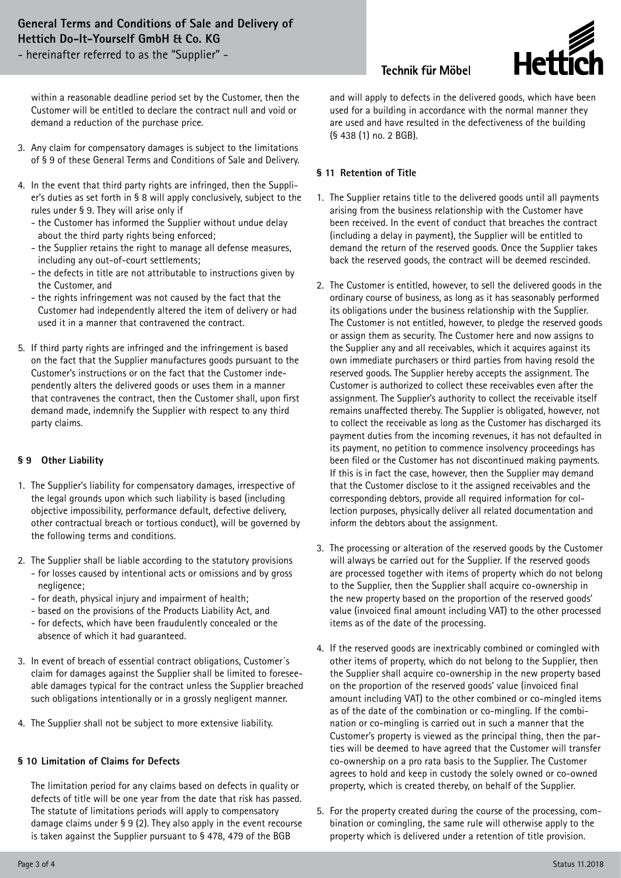within a reasonable deadline period set by the Customer, then the Customer will be entitled to declare the contract null and void or demand a reduction of the purchase price.

3. Any claim for compensatory damages is subject to the limitations of § 9 of these General Terms and Conditions of Sale and Delivery.

4. In the event that third party rights are infringed, then the Supplier's duties as set forth in § 8 will apply conclusively, subject to the rules under § 9. They will arise only if
   - the Customer has informed the Supplier without undue delay about the third party rights being enforced;
   - the Supplier retains the right to manage all defense measures, including any out-of-court settlements;
   - the defects in title are not attributable to instructions given by the Customer, and
   - the rights infringement was not caused by the fact that the Customer had independently altered the item of delivery or had used it in a manner that contravened the contract.

5. If third party rights are infringed and the infringement is based on the fact that the Supplier manufactures goods pursuant to the Customer's instructions or on the fact that the Customer independently alters the delivered goods or uses them in a manner that contravenes the contract, then the Customer shall, upon first demand made, indemnify the Supplier with respect to any third party claims.

## § 9 Other Liability

1. The Supplier's liability for compensatory damages, irrespective of the legal grounds upon which such liability is based (including objective impossibility, performance default, defective delivery, other contractual breach or tortious conduct), will be governed by the following terms and conditions.

2. The Supplier shall be liable according to the statutory provisions
   - for losses caused by intentional acts or omissions and by gross negligence;
   - for death, physical injury and impairment of health;
   - based on the provisions of the Products Liability Act, and
   - for defects, which have been fraudulently concealed or the absence of which it had guaranteed.

3. In event of breach of essential contract obligations, Customer´s claim for damages against the Supplier shall be limited to foreseeable damages typical for the contract unless the Supplier breached such obligations intentionally or in a grossly negligent manner.

4. The Supplier shall not be subject to more extensive liability.

## § 10 Limitation of Claims for Defects

The limitation period for any claims based on defects in quality or defects of title will be one year from the date that risk has passed. The statute of limitations periods will apply to compensatory damage claims under § 9 (2). They also apply in the event recourse is taken against the Supplier pursuant to § 478, 479 of the BGB and will apply to defects in the delivered goods, which have been used for a building in accordance with the normal manner they are used and have resulted in the defectiveness of the building (§ 438 (1) no. 2 BGB).

## § 11 Retention of Title

1. The Supplier retains title to the delivered goods until all payments arising from the business relationship with the Customer have been received. In the event of conduct that breaches the contract (including a delay in payment), the Supplier will be entitled to demand the return of the reserved goods. Once the Supplier takes back the reserved goods, the contract will be deemed rescinded.

2. The Customer is entitled, however, to sell the delivered goods in the ordinary course of business, as long as it has seasonably performed its obligations under the business relationship with the Supplier. The Customer is not entitled, however, to pledge the reserved goods or assign them as security. The Customer here and now assigns to the Supplier any and all receivables, which it acquires against its own immediate purchasers or third parties from having resold the reserved goods. The Supplier hereby accepts the assignment. The Customer is authorized to collect these receivables even after the assignment. The Supplier's authority to collect the receivable itself remains unaffected thereby. The Supplier is obligated, however, not to collect the receivable as long as the Customer has discharged its payment duties from the incoming revenues, it has not defaulted in its payment, no petition to commence insolvency proceedings has been filed or the Customer has not discontinued making payments. If this is in fact the case, however, then the Supplier may demand that the Customer disclose to it the assigned receivables and the corresponding debtors, provide all required information for collection purposes, physically deliver all related documentation and inform the debtors about the assignment.

3. The processing or alteration of the reserved goods by the Customer will always be carried out for the Supplier. If the reserved goods are processed together with items of property which do not belong to the Supplier, then the Supplier shall acquire co-ownership in the new property based on the proportion of the reserved goods' value (invoiced final amount including VAT) to the other processed items as of the date of the processing.

4. If the reserved goods are inextricably combined or comingled with other items of property, which do not belong to the Supplier, then the Supplier shall acquire co-ownership in the new property based on the proportion of the reserved goods' value (invoiced final amount including VAT) to the other combined or co-mingled items as of the date of the combination or co-mingling. If the combination or co-mingling is carried out in such a manner that the Customer's property is viewed as the principal thing, then the parties will be deemed to have agreed that the Customer will transfer co-ownership on a pro rata basis to the Supplier. The Customer agrees to hold and keep in custody the solely owned or co-owned property, which is created thereby, on behalf of the Supplier.

5. For the property created during the course of the processing, combination or comingling, the same rule will otherwise apply to the property which is delivered under a retention of title provision.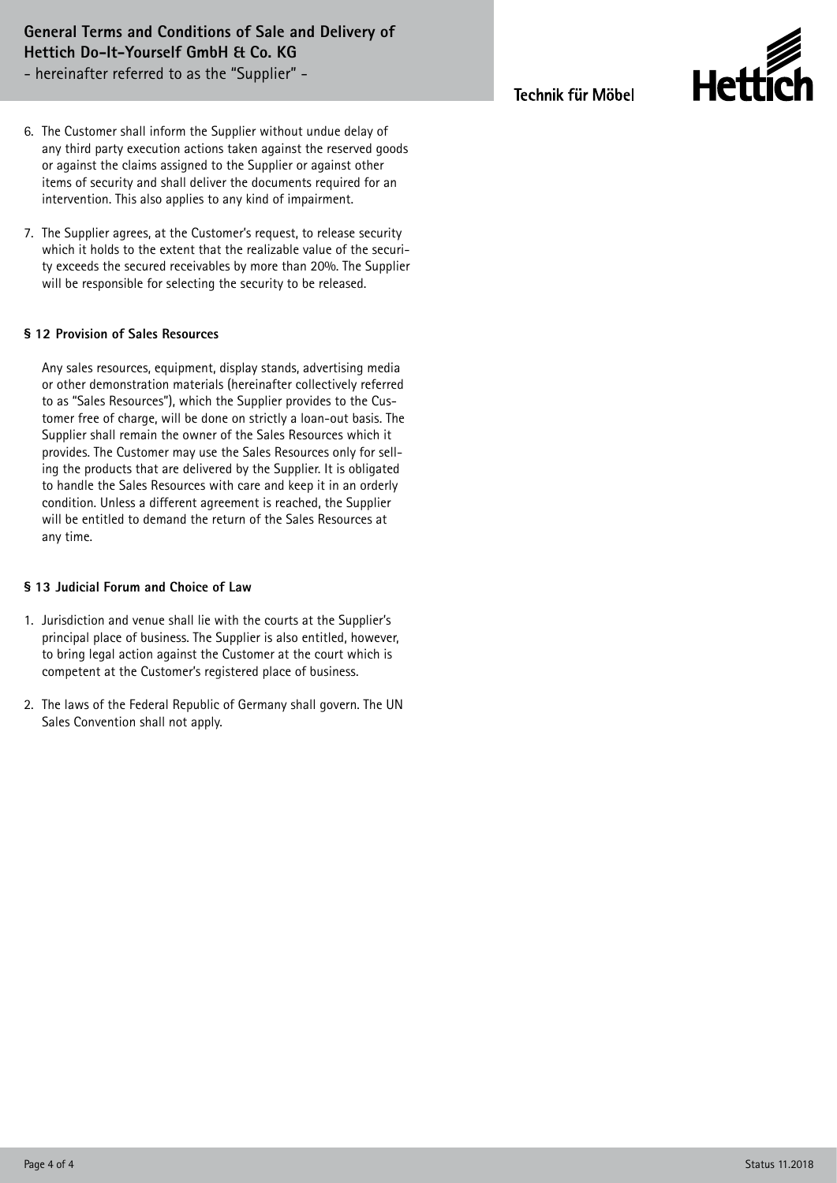6. The Customer shall inform the Supplier without undue delay of any third party execution actions taken against the reserved goods or against the claims assigned to the Supplier or against other items of security and shall deliver the documents required for an intervention. This also applies to any kind of impairment.

7. The Supplier agrees, at the Customer's request, to release security which it holds to the extent that the realizable value of the security exceeds the secured receivables by more than 20%. The Supplier will be responsible for selecting the security to be released.

### § 12 Provision of Sales Resources

Any sales resources, equipment, display stands, advertising media or other demonstration materials (hereinafter collectively referred to as "Sales Resources"), which the Supplier provides to the Customer free of charge, will be done on strictly a loan-out basis. The Supplier shall remain the owner of the Sales Resources which it provides. The Customer may use the Sales Resources only for selling the products that are delivered by the Supplier. It is obligated to handle the Sales Resources with care and keep it in an orderly condition. Unless a different agreement is reached, the Supplier will be entitled to demand the return of the Sales Resources at any time.

### § 13 Judicial Forum and Choice of Law

1. Jurisdiction and venue shall lie with the courts at the Supplier's principal place of business. The Supplier is also entitled, however, to bring legal action against the Customer at the court which is competent at the Customer's registered place of business.

2. The laws of the Federal Republic of Germany shall govern. The UN Sales Convention shall not apply.